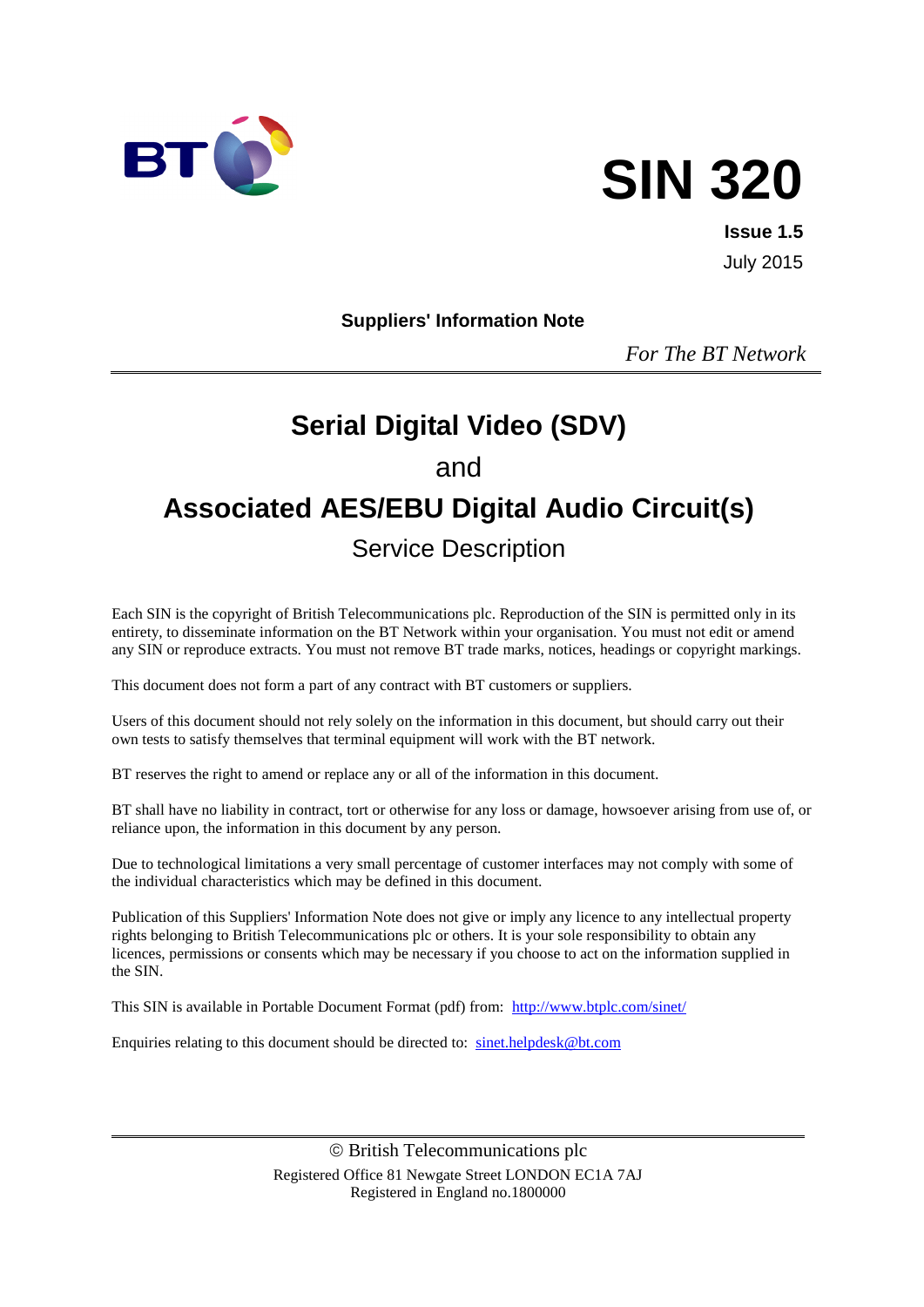# SIN 320

**Issue 1.5**

July 2015

**Suppliers' Information Note**

*For The BT Network*

# Serial Digital Video (SDV)

and

# Associated AES/EBU Digital Audio Circuit(s)

## Service Description

Each SIN is the copyright of British Telecommunications plc. Reproduction of the SIN is permitted only in its entirety, to disseminate information on the BT Network within your organisation. You must not edit or amend any SIN or reproduce extracts. You must not remove BT trade marks, notices, headings or copyright markings.

This document does not form a part of any contract with BT customers or suppliers.

Users of this document should not rely solely on the information in this document, but should carry out their own tests to satisfy themselves that terminal equipment will work with the BT network.

BT reserves the right to amend or replace any or all of the information in this document.

BT shall have no liability in contract, tort or otherwise for any loss or damage, howsoever arising from use of, or reliance upon, the information in this document by any person.

Due to technological limitations a very small percentage of customer interfaces may not comply with some of the individual characteristics which may be defined in this document.

Publication of this Suppliers' Information Note does not give or imply any licence to any intellectual property rights belonging to British Telecommunications plc or others. It is your sole responsibility to obtain any licences, permissions or consents which may be necessary if you choose to act on the information supplied in the SIN.

This SIN is available in Portable Document Format (pdf) from: http://www.btplc.com/sinet/

Enquiries relating to this document should be directed to: sinet.helpdesk@bt.com

© British Telecommunications plc
Registered Office 81 Newgate Street LONDON EC1A 7AJ
Registered in England no.1800000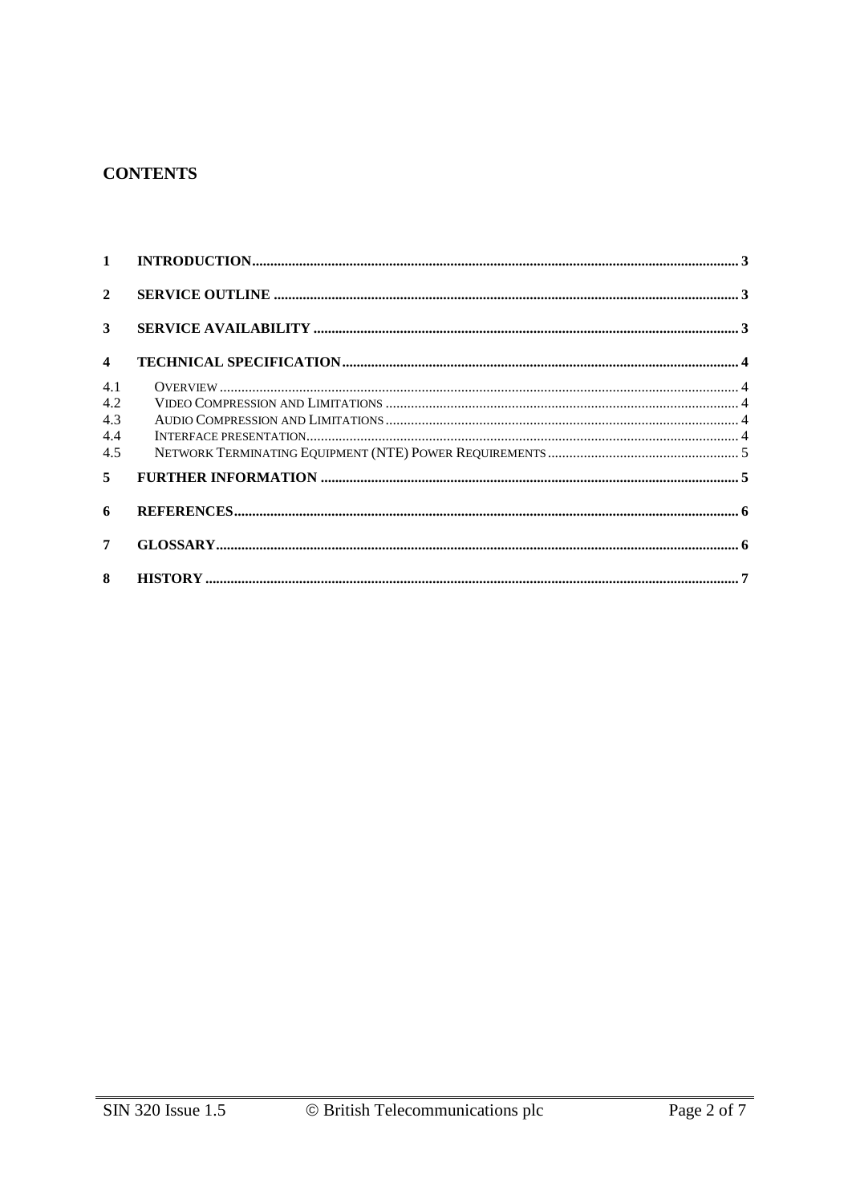## CONTENTS

| | | |
|---|---|---|
| **1** | **INTRODUCTION** | **3** |
| **2** | **SERVICE OUTLINE** | **3** |
| **3** | **SERVICE AVAILABILITY** | **3** |
| **4** | **TECHNICAL SPECIFICATION** | **4** |
| 4.1 | OVERVIEW | 4 |
| 4.2 | VIDEO COMPRESSION AND LIMITATIONS | 4 |
| 4.3 | AUDIO COMPRESSION AND LIMITATIONS | 4 |
| 4.4 | INTERFACE PRESENTATION | 4 |
| 4.5 | NETWORK TERMINATING EQUIPMENT (NTE) POWER REQUIREMENTS | 5 |
| **5** | **FURTHER INFORMATION** | **5** |
| **6** | **REFERENCES** | **6** |
| **7** | **GLOSSARY** | **6** |
| **8** | **HISTORY** | **7** |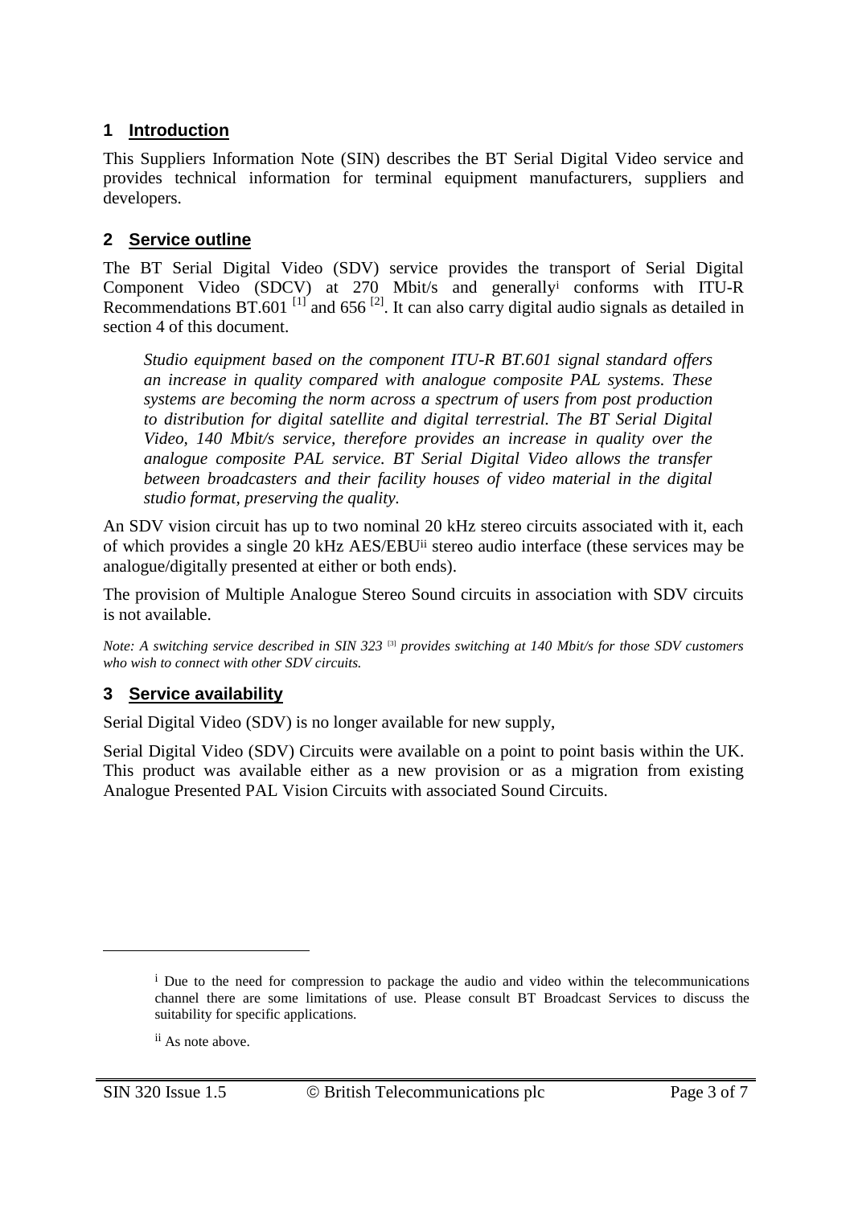## 1 Introduction

This Suppliers Information Note (SIN) describes the BT Serial Digital Video service and provides technical information for terminal equipment manufacturers, suppliers and developers.

## 2 Service outline

The BT Serial Digital Video (SDV) service provides the transport of Serial Digital Component Video (SDCV) at 270 Mbit/s and generally[i] conforms with ITU-R Recommendations BT.601 [1] and 656 [2]. It can also carry digital audio signals as detailed in section 4 of this document.

> *Studio equipment based on the component ITU-R BT.601 signal standard offers an increase in quality compared with analogue composite PAL systems. These systems are becoming the norm across a spectrum of users from post production to distribution for digital satellite and digital terrestrial. The BT Serial Digital Video, 140 Mbit/s service, therefore provides an increase in quality over the analogue composite PAL service. BT Serial Digital Video allows the transfer between broadcasters and their facility houses of video material in the digital studio format, preserving the quality.*

An SDV vision circuit has up to two nominal 20 kHz stereo circuits associated with it, each of which provides a single 20 kHz AES/EBU[ii] stereo audio interface (these services may be analogue/digitally presented at either or both ends).

The provision of Multiple Analogue Stereo Sound circuits in association with SDV circuits is not available.

*Note: A switching service described in SIN 323 [3] provides switching at 140 Mbit/s for those SDV customers who wish to connect with other SDV circuits.*

## 3 Service availability

Serial Digital Video (SDV) is no longer available for new supply,

Serial Digital Video (SDV) Circuits were available on a point to point basis within the UK. This product was available either as a new provision or as a migration from existing Analogue Presented PAL Vision Circuits with associated Sound Circuits.

---

[i] Due to the need for compression to package the audio and video within the telecommunications channel there are some limitations of use. Please consult BT Broadcast Services to discuss the suitability for specific applications.

[ii] As note above.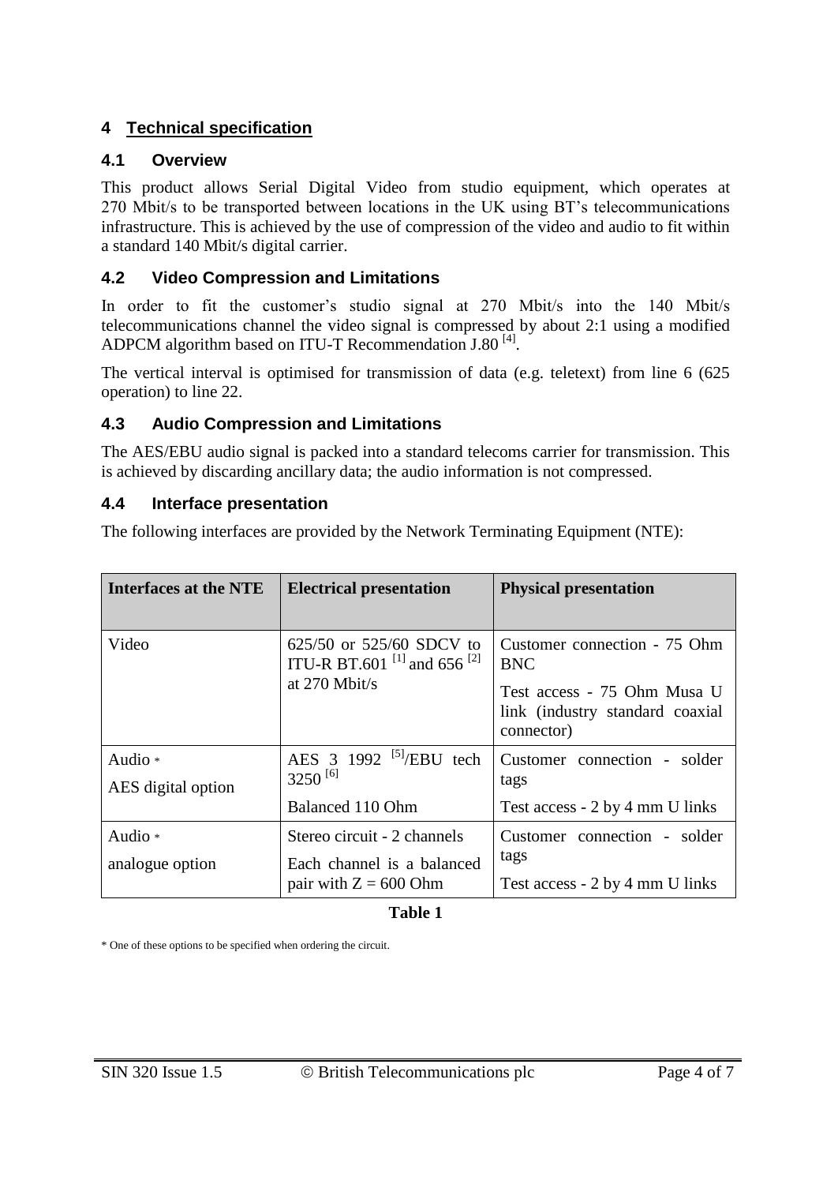# 4 Technical specification

## 4.1 Overview

This product allows Serial Digital Video from studio equipment, which operates at 270 Mbit/s to be transported between locations in the UK using BT's telecommunications infrastructure. This is achieved by the use of compression of the video and audio to fit within a standard 140 Mbit/s digital carrier.

## 4.2 Video Compression and Limitations

In order to fit the customer's studio signal at 270 Mbit/s into the 140 Mbit/s telecommunications channel the video signal is compressed by about 2:1 using a modified ADPCM algorithm based on ITU-T Recommendation J.80 [4].

The vertical interval is optimised for transmission of data (e.g. teletext) from line 6 (625 operation) to line 22.

## 4.3 Audio Compression and Limitations

The AES/EBU audio signal is packed into a standard telecoms carrier for transmission. This is achieved by discarding ancillary data; the audio information is not compressed.

## 4.4 Interface presentation

The following interfaces are provided by the Network Terminating Equipment (NTE):

| Interfaces at the NTE | Electrical presentation | Physical presentation |
|---|---|---|
| Video | 625/50 or 525/60 SDCV to ITU-R BT.601 [1] and 656 [2] at 270 Mbit/s | Customer connection - 75 Ohm BNC<br>Test access - 75 Ohm Musa U link (industry standard coaxial connector) |
| Audio *<br>AES digital option | AES 3 1992 [5]/EBU tech 3250 [6]<br>Balanced 110 Ohm | Customer connection - solder tags<br>Test access - 2 by 4 mm U links |
| Audio *<br>analogue option | Stereo circuit - 2 channels<br>Each channel is a balanced pair with Z = 600 Ohm | Customer connection - solder tags<br>Test access - 2 by 4 mm U links |

**Table 1**

* One of these options to be specified when ordering the circuit.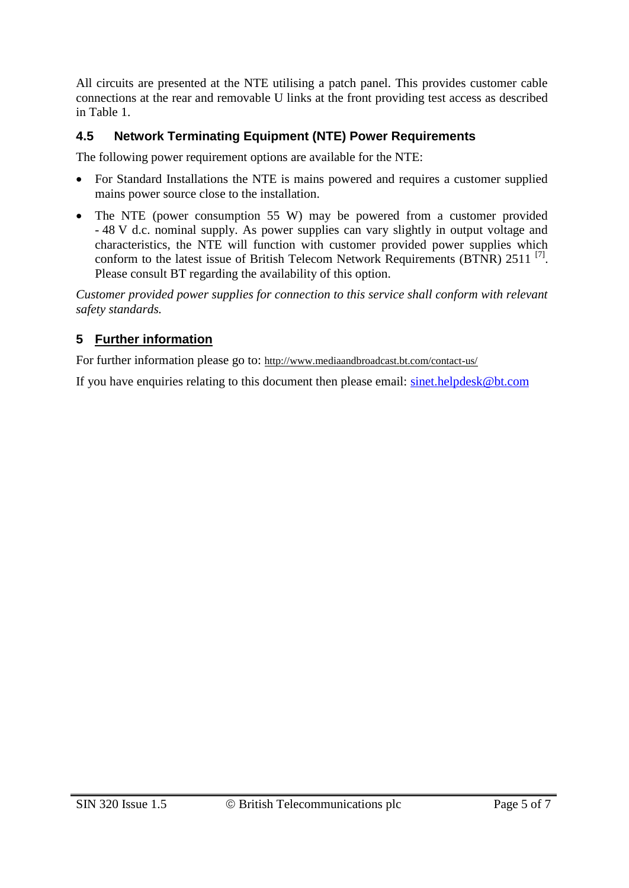All circuits are presented at the NTE utilising a patch panel. This provides customer cable connections at the rear and removable U links at the front providing test access as described in Table 1.

### 4.5 Network Terminating Equipment (NTE) Power Requirements

The following power requirement options are available for the NTE:

- For Standard Installations the NTE is mains powered and requires a customer supplied mains power source close to the installation.
- The NTE (power consumption 55 W) may be powered from a customer provided - 48 V d.c. nominal supply. As power supplies can vary slightly in output voltage and characteristics, the NTE will function with customer provided power supplies which conform to the latest issue of British Telecom Network Requirements (BTNR) 2511 [7]. Please consult BT regarding the availability of this option.

*Customer provided power supplies for connection to this service shall conform with relevant safety standards.*

## 5 Further information

For further information please go to: http://www.mediaandbroadcast.bt.com/contact-us/

If you have enquiries relating to this document then please email: sinet.helpdesk@bt.com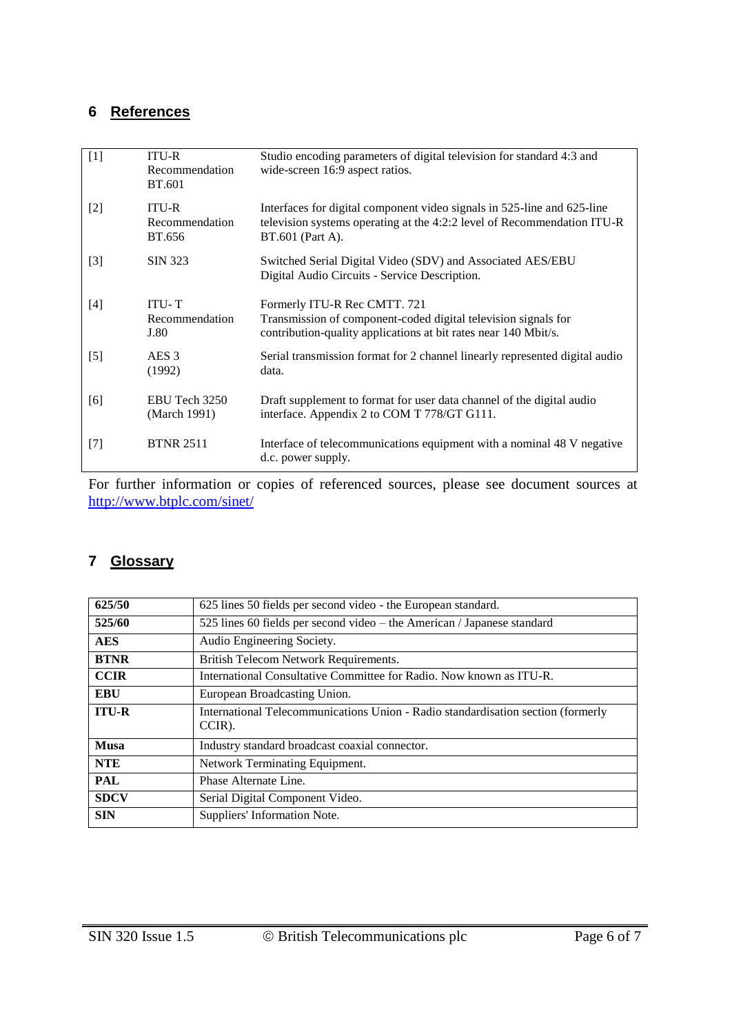## 6 References

| | | |
|---|---|---|
| [1] | ITU-R Recommendation BT.601 | Studio encoding parameters of digital television for standard 4:3 and wide-screen 16:9 aspect ratios. |
| [2] | ITU-R Recommendation BT.656 | Interfaces for digital component video signals in 525-line and 625-line television systems operating at the 4:2:2 level of Recommendation ITU-R BT.601 (Part A). |
| [3] | SIN 323 | Switched Serial Digital Video (SDV) and Associated AES/EBU Digital Audio Circuits - Service Description. |
| [4] | ITU- T Recommendation J.80 | Formerly ITU-R Rec CMTT. 721<br>Transmission of component-coded digital television signals for contribution-quality applications at bit rates near 140 Mbit/s. |
| [5] | AES 3 (1992) | Serial transmission format for 2 channel linearly represented digital audio data. |
| [6] | EBU Tech 3250 (March 1991) | Draft supplement to format for user data channel of the digital audio interface. Appendix 2 to COM T 778/GT G111. |
| [7] | BTNR 2511 | Interface of telecommunications equipment with a nominal 48 V negative d.c. power supply. |

For further information or copies of referenced sources, please see document sources at http://www.btplc.com/sinet/

## 7 Glossary

| | |
|---|---|
| **625/50** | 625 lines 50 fields per second video - the European standard. |
| **525/60** | 525 lines 60 fields per second video – the American / Japanese standard |
| **AES** | Audio Engineering Society. |
| **BTNR** | British Telecom Network Requirements. |
| **CCIR** | International Consultative Committee for Radio. Now known as ITU-R. |
| **EBU** | European Broadcasting Union. |
| **ITU-R** | International Telecommunications Union - Radio standardisation section (formerly CCIR). |
| **Musa** | Industry standard broadcast coaxial connector. |
| **NTE** | Network Terminating Equipment. |
| **PAL** | Phase Alternate Line. |
| **SDCV** | Serial Digital Component Video. |
| **SIN** | Suppliers' Information Note. |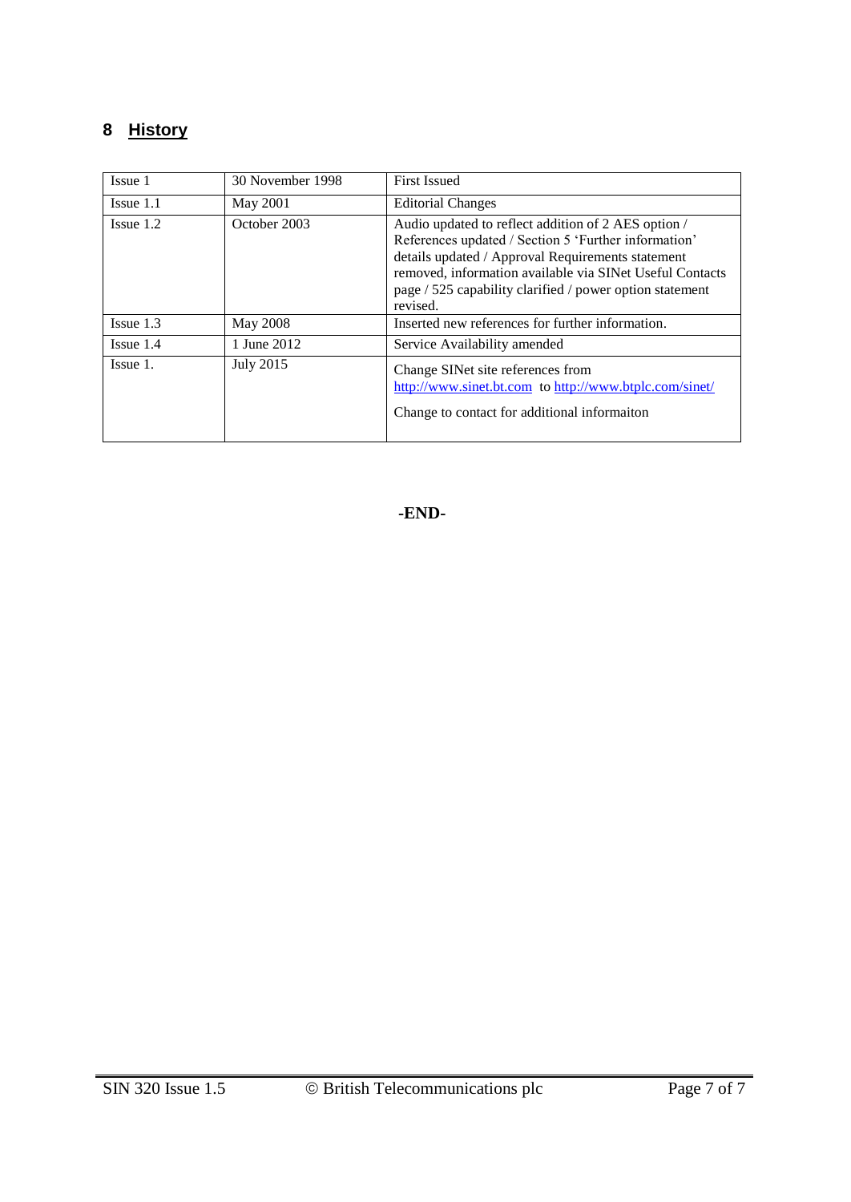## 8 History

| | | |
|---|---|---|
| Issue 1 | 30 November 1998 | First Issued |
| Issue 1.1 | May 2001 | Editorial Changes |
| Issue 1.2 | October 2003 | Audio updated to reflect addition of 2 AES option / References updated / Section 5 'Further information' details updated / Approval Requirements statement removed, information available via SINet Useful Contacts page / 525 capability clarified / power option statement revised. |
| Issue 1.3 | May 2008 | Inserted new references for further information. |
| Issue 1.4 | 1 June 2012 | Service Availability amended |
| Issue 1. | July 2015 | Change SINet site references from http://www.sinet.bt.com to http://www.btplc.com/sinet/ <br><br> Change to contact for additional informaiton |

**-END-**